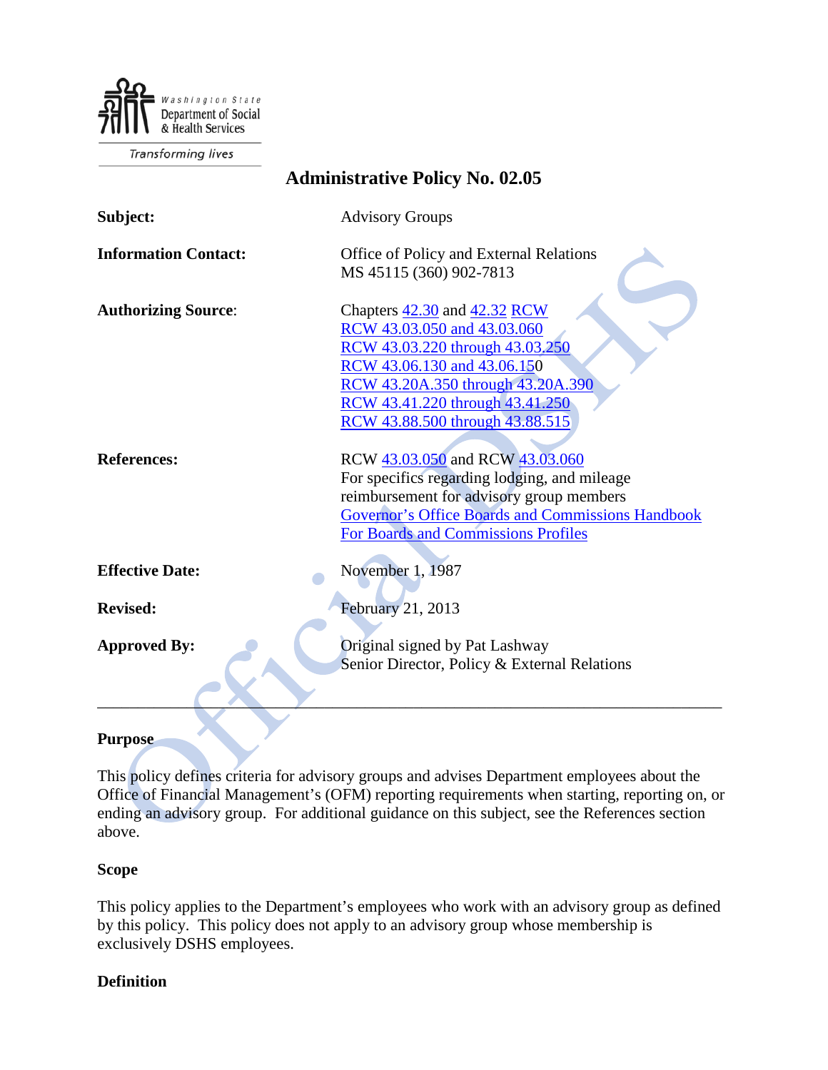Washington State Department of Social & Health Services

*Transforming lives*

# Administrative Policy No. 02.05

| | |
|---|---|
| **Subject:** | Advisory Groups |
| **Information Contact:** | Office of Policy and External Relations<br>MS 45115 (360) 902-7813 |
| **Authorizing Source**: | Chapters 42.30 and 42.32 RCW<br>RCW 43.03.050 and 43.03.060<br>RCW 43.03.220 through 43.03.250<br>RCW 43.06.130 and 43.06.150<br>RCW 43.20A.350 through 43.20A.390<br>RCW 43.41.220 through 43.41.250<br>RCW 43.88.500 through 43.88.515 |
| **References:** | RCW 43.03.050 and RCW 43.03.060<br>For specifics regarding lodging, and mileage reimbursement for advisory group members<br>Governor's Office Boards and Commissions Handbook<br>For Boards and Commissions Profiles |
| **Effective Date:** | November 1, 1987 |
| **Revised:** | February 21, 2013 |
| **Approved By:** | Original signed by Pat Lashway<br>Senior Director, Policy & External Relations |

---

### Purpose

This policy defines criteria for advisory groups and advises Department employees about the Office of Financial Management's (OFM) reporting requirements when starting, reporting on, or ending an advisory group. For additional guidance on this subject, see the References section above.

### Scope

This policy applies to the Department's employees who work with an advisory group as defined by this policy. This policy does not apply to an advisory group whose membership is exclusively DSHS employees.

### Definition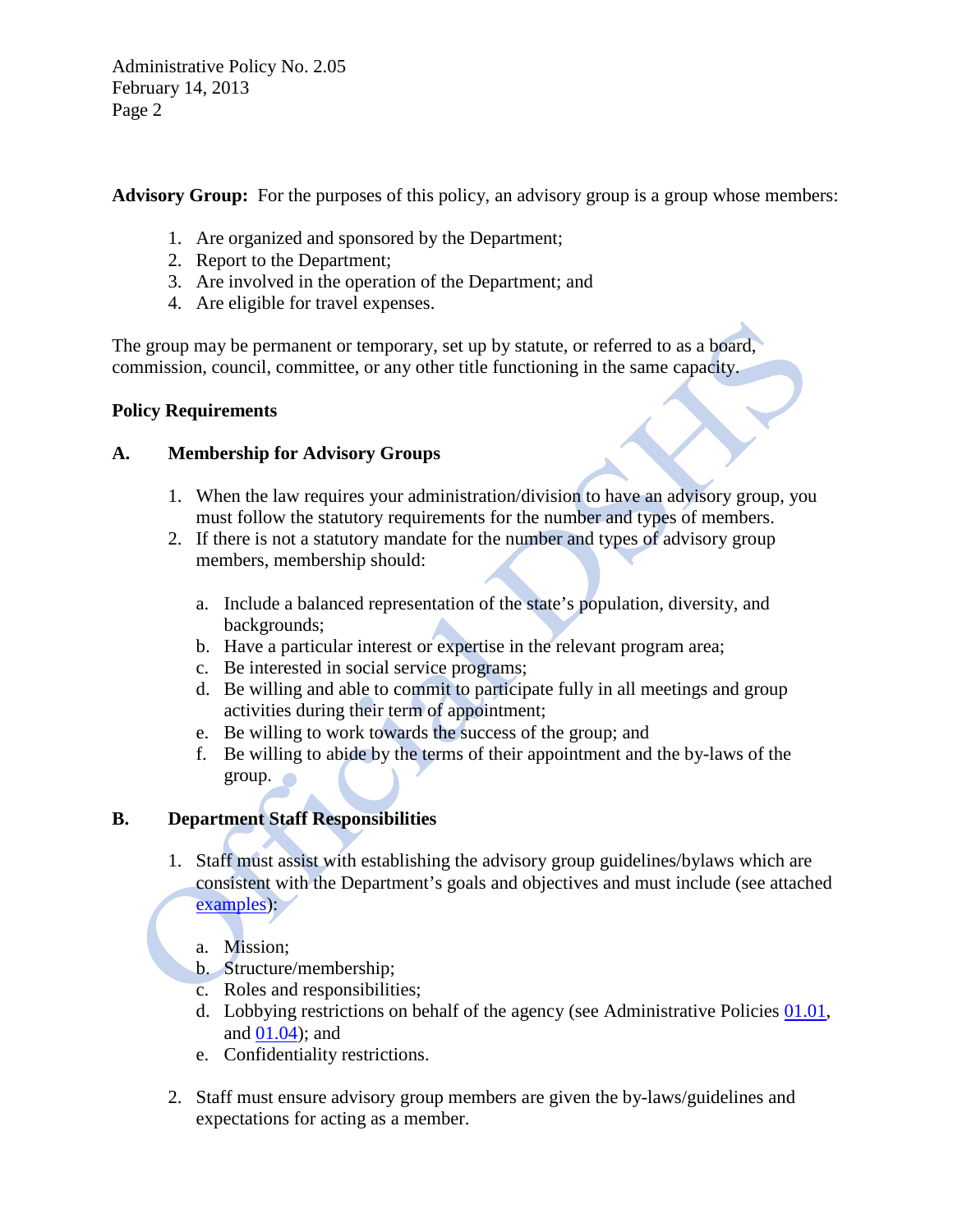**Advisory Group:** For the purposes of this policy, an advisory group is a group whose members:

1. Are organized and sponsored by the Department;
2. Report to the Department;
3. Are involved in the operation of the Department; and
4. Are eligible for travel expenses.

The group may be permanent or temporary, set up by statute, or referred to as a board, commission, council, committee, or any other title functioning in the same capacity.

**Policy Requirements**

**A. Membership for Advisory Groups**

1. When the law requires your administration/division to have an advisory group, you must follow the statutory requirements for the number and types of members.
2. If there is not a statutory mandate for the number and types of advisory group members, membership should:

   a. Include a balanced representation of the state's population, diversity, and backgrounds;
   b. Have a particular interest or expertise in the relevant program area;
   c. Be interested in social service programs;
   d. Be willing and able to commit to participate fully in all meetings and group activities during their term of appointment;
   e. Be willing to work towards the success of the group; and
   f. Be willing to abide by the terms of their appointment and the by-laws of the group.

**B. Department Staff Responsibilities**

1. Staff must assist with establishing the advisory group guidelines/bylaws which are consistent with the Department's goals and objectives and must include (see attached examples):

   a. Mission;
   b. Structure/membership;
   c. Roles and responsibilities;
   d. Lobbying restrictions on behalf of the agency (see Administrative Policies 01.01, and 01.04); and
   e. Confidentiality restrictions.

2. Staff must ensure advisory group members are given the by-laws/guidelines and expectations for acting as a member.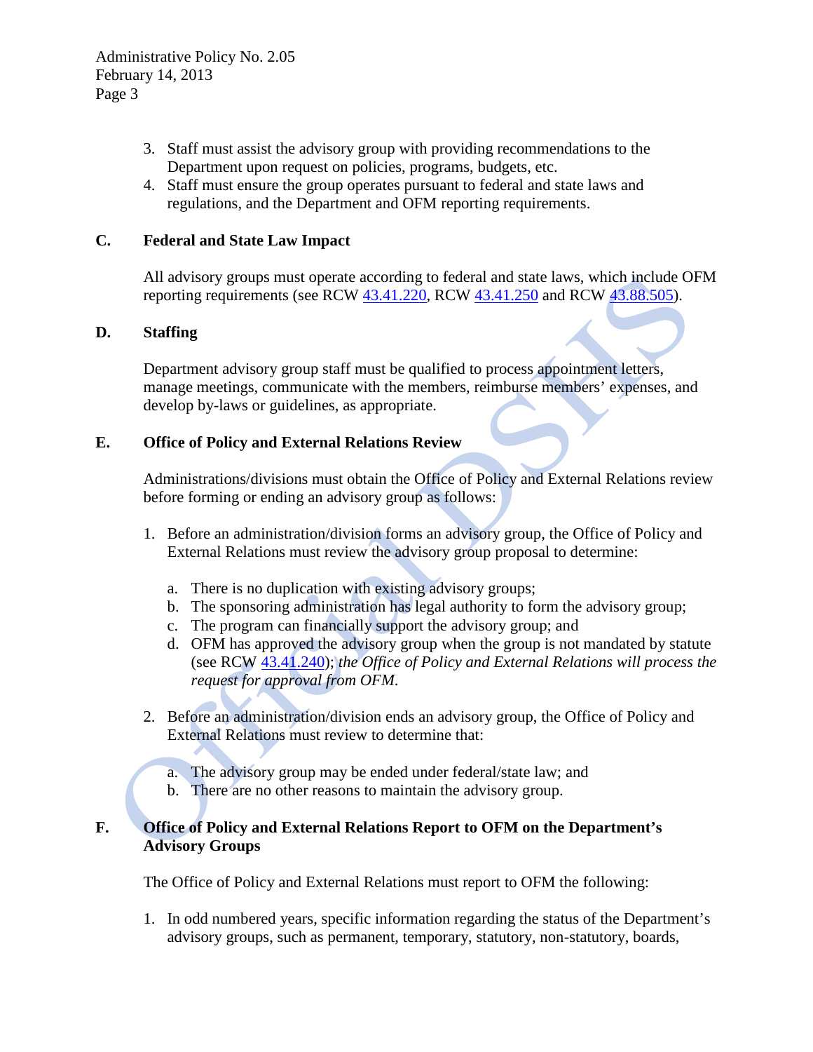3. Staff must assist the advisory group with providing recommendations to the Department upon request on policies, programs, budgets, etc.
4. Staff must ensure the group operates pursuant to federal and state laws and regulations, and the Department and OFM reporting requirements.

### C. Federal and State Law Impact

All advisory groups must operate according to federal and state laws, which include OFM reporting requirements (see RCW 43.41.220, RCW 43.41.250 and RCW 43.88.505).

### D. Staffing

Department advisory group staff must be qualified to process appointment letters, manage meetings, communicate with the members, reimburse members' expenses, and develop by-laws or guidelines, as appropriate.

### E. Office of Policy and External Relations Review

Administrations/divisions must obtain the Office of Policy and External Relations review before forming or ending an advisory group as follows:

1. Before an administration/division forms an advisory group, the Office of Policy and External Relations must review the advisory group proposal to determine:

   a. There is no duplication with existing advisory groups;
   b. The sponsoring administration has legal authority to form the advisory group;
   c. The program can financially support the advisory group; and
   d. OFM has approved the advisory group when the group is not mandated by statute (see RCW 43.41.240); *the Office of Policy and External Relations will process the request for approval from OFM.*

2. Before an administration/division ends an advisory group, the Office of Policy and External Relations must review to determine that:

   a. The advisory group may be ended under federal/state law; and
   b. There are no other reasons to maintain the advisory group.

### F. Office of Policy and External Relations Report to OFM on the Department's Advisory Groups

The Office of Policy and External Relations must report to OFM the following:

1. In odd numbered years, specific information regarding the status of the Department's advisory groups, such as permanent, temporary, statutory, non-statutory, boards,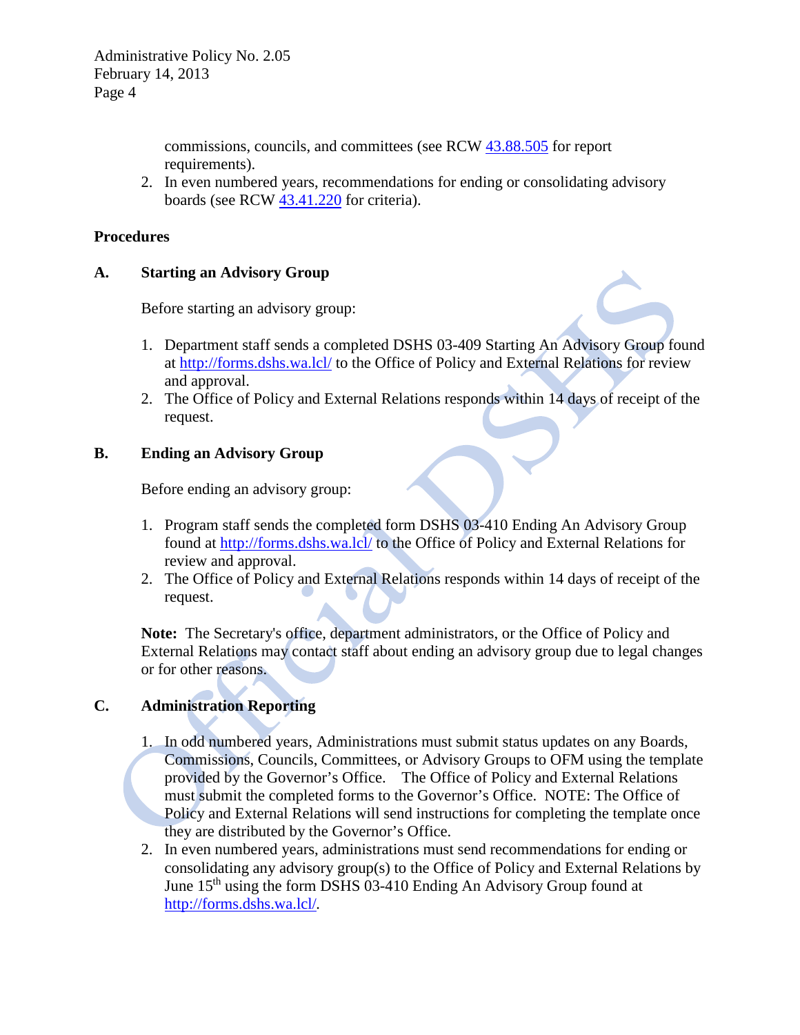commissions, councils, and committees (see RCW [43.88.505](43.88.505) for report requirements).

2. In even numbered years, recommendations for ending or consolidating advisory boards (see RCW [43.41.220](43.41.220) for criteria).

## Procedures

### A. Starting an Advisory Group

Before starting an advisory group:

1. Department staff sends a completed DSHS 03-409 Starting An Advisory Group found at http://forms.dshs.wa.lcl/ to the Office of Policy and External Relations for review and approval.
2. The Office of Policy and External Relations responds within 14 days of receipt of the request.

### B. Ending an Advisory Group

Before ending an advisory group:

1. Program staff sends the completed form DSHS 03-410 Ending An Advisory Group found at http://forms.dshs.wa.lcl/ to the Office of Policy and External Relations for review and approval.
2. The Office of Policy and External Relations responds within 14 days of receipt of the request.

**Note:** The Secretary's office, department administrators, or the Office of Policy and External Relations may contact staff about ending an advisory group due to legal changes or for other reasons.

### C. Administration Reporting

1. In odd numbered years, Administrations must submit status updates on any Boards, Commissions, Councils, Committees, or Advisory Groups to OFM using the template provided by the Governor's Office. The Office of Policy and External Relations must submit the completed forms to the Governor's Office. NOTE: The Office of Policy and External Relations will send instructions for completing the template once they are distributed by the Governor's Office.
2. In even numbered years, administrations must send recommendations for ending or consolidating any advisory group(s) to the Office of Policy and External Relations by June 15th using the form DSHS 03-410 Ending An Advisory Group found at http://forms.dshs.wa.lcl/.